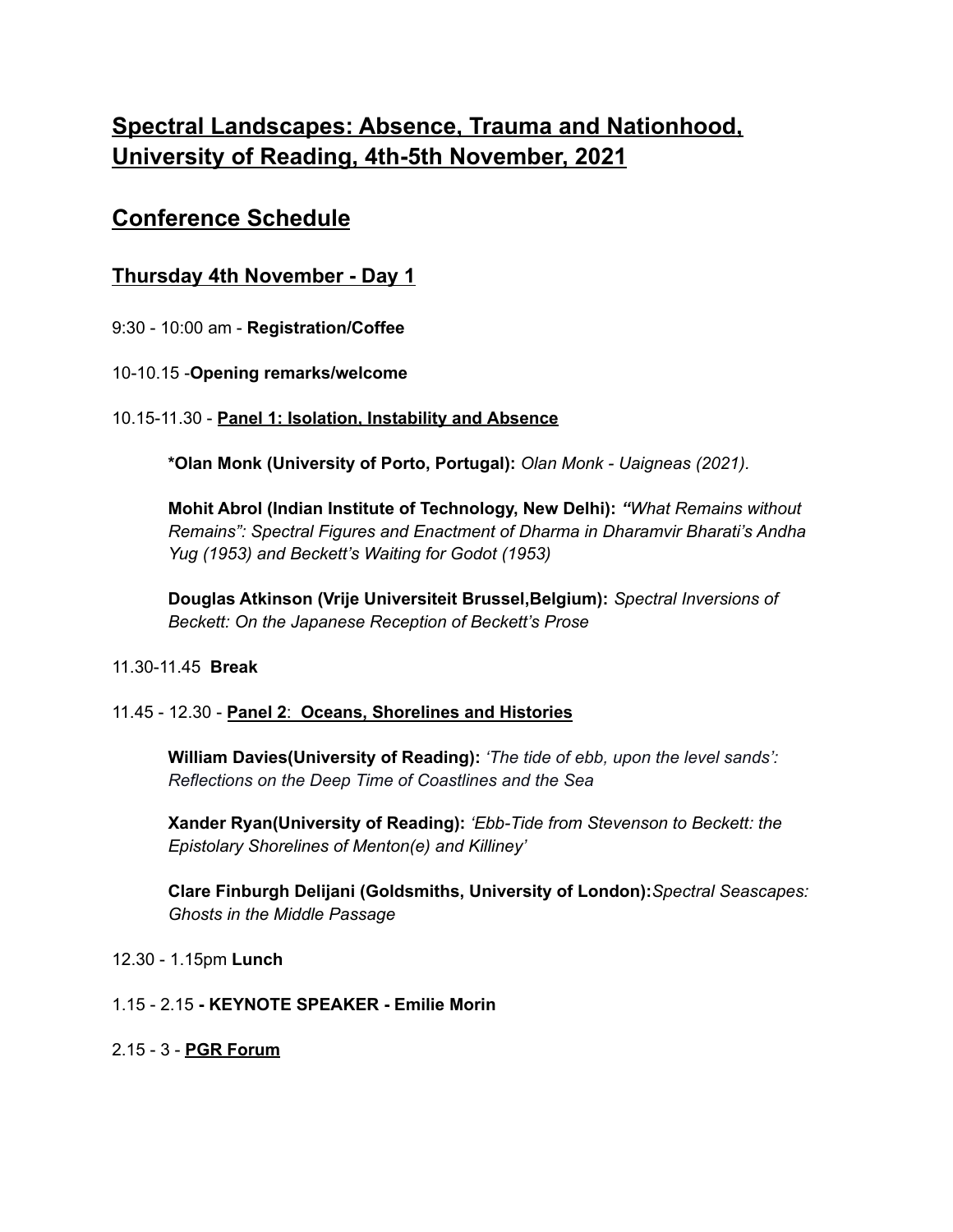# Spectral Landscapes: Absence, Trauma and Nationhood, University of Reading, 4th-5th November, 2021

## Conference Schedule

### Thursday 4th November - Day 1

9:30 - 10:00 am - **Registration/Coffee**

10-10.15 -**Opening remarks/welcome**

10.15-11.30 - **Panel 1: Isolation, Instability and Absence**

> ***Olan Monk (University of Porto, Portugal):** *Olan Monk - Uaigneas (2021).*
>
> **Mohit Abrol (Indian Institute of Technology, New Delhi):** *"What Remains without Remains": Spectral Figures and Enactment of Dharma in Dharamvir Bharati's Andha Yug (1953) and Beckett's Waiting for Godot (1953)*
>
> **Douglas Atkinson (Vrije Universiteit Brussel,Belgium):** *Spectral Inversions of Beckett: On the Japanese Reception of Beckett's Prose*

11.30-11.45 **Break**

11.45 - 12.30 - **Panel 2**: **Oceans, Shorelines and Histories**

> **William Davies(University of Reading):** *'The tide of ebb, upon the level sands': Reflections on the Deep Time of Coastlines and the Sea*
>
> **Xander Ryan(University of Reading):** *'Ebb-Tide from Stevenson to Beckett: the Epistolary Shorelines of Menton(e) and Killiney'*
>
> **Clare Finburgh Delijani (Goldsmiths, University of London):** *Spectral Seascapes: Ghosts in the Middle Passage*

12.30 - 1.15pm **Lunch**

1.15 - 2.15 **- KEYNOTE SPEAKER - Emilie Morin**

2.15 - 3 - **PGR Forum**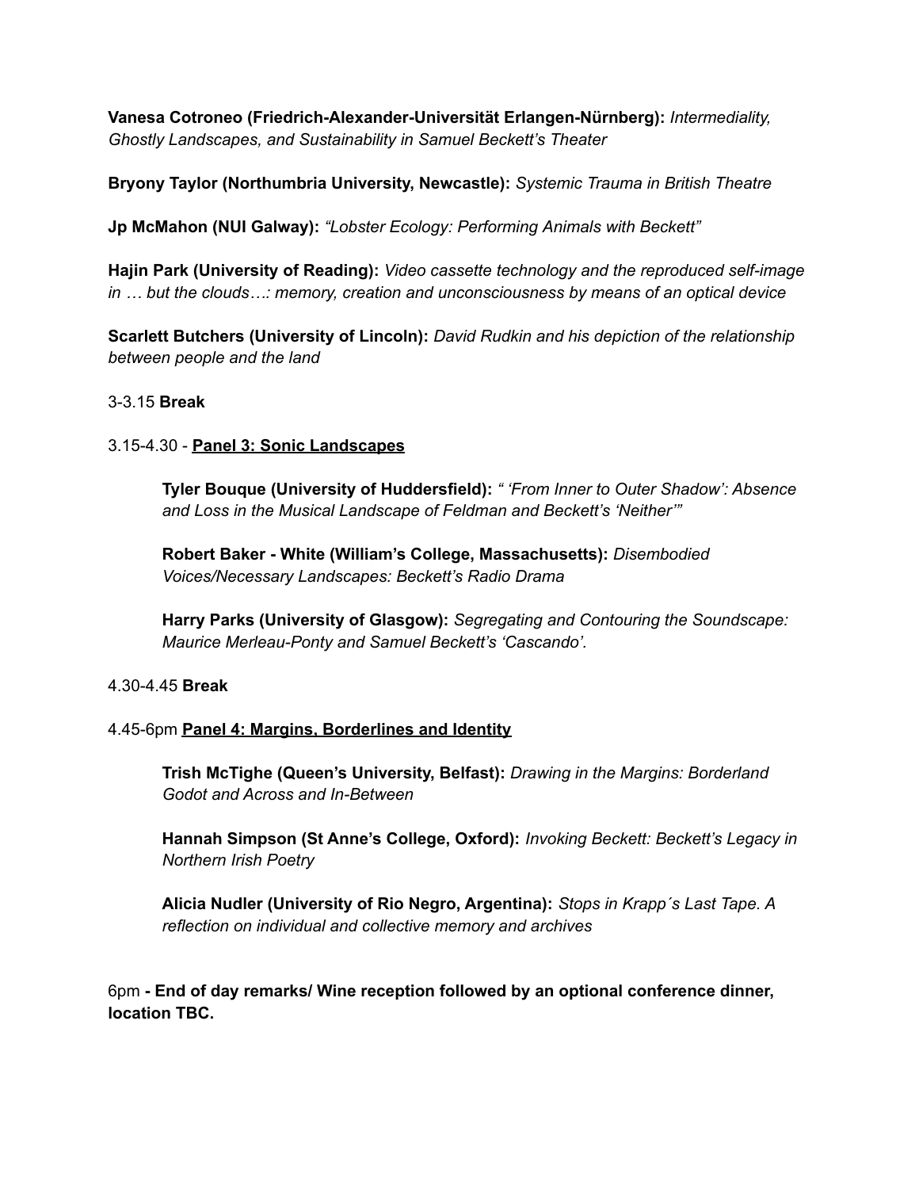**Vanesa Cotroneo (Friedrich-Alexander-Universität Erlangen-Nürnberg):** *Intermediality, Ghostly Landscapes, and Sustainability in Samuel Beckett's Theater*

**Bryony Taylor (Northumbria University, Newcastle):** *Systemic Trauma in British Theatre*

**Jp McMahon (NUI Galway):** *"Lobster Ecology: Performing Animals with Beckett"*

**Hajin Park (University of Reading):** *Video cassette technology and the reproduced self-image in … but the clouds….: memory, creation and unconsciousness by means of an optical device*

**Scarlett Butchers (University of Lincoln):** *David Rudkin and his depiction of the relationship between people and the land*

3-3.15 **Break**

3.15-4.30 - **Panel 3: Sonic Landscapes**

> **Tyler Bouque (University of Huddersfield):** *" 'From Inner to Outer Shadow': Absence and Loss in the Musical Landscape of Feldman and Beckett's 'Neither'"*
>
> **Robert Baker - White (William's College, Massachusetts):** *Disembodied Voices/Necessary Landscapes: Beckett's Radio Drama*
>
> **Harry Parks (University of Glasgow):** *Segregating and Contouring the Soundscape: Maurice Merleau-Ponty and Samuel Beckett's 'Cascando'.*

4.30-4.45 **Break**

4.45-6pm **Panel 4: Margins, Borderlines and Identity**

> **Trish McTighe (Queen's University, Belfast):** *Drawing in the Margins: Borderland Godot and Across and In-Between*
>
> **Hannah Simpson (St Anne's College, Oxford):** *Invoking Beckett: Beckett's Legacy in Northern Irish Poetry*
>
> **Alicia Nudler (University of Rio Negro, Argentina):** *Stops in Krapp´s Last Tape. A reflection on individual and collective memory and archives*

6pm **- End of day remarks/ Wine reception followed by an optional conference dinner, location TBC.**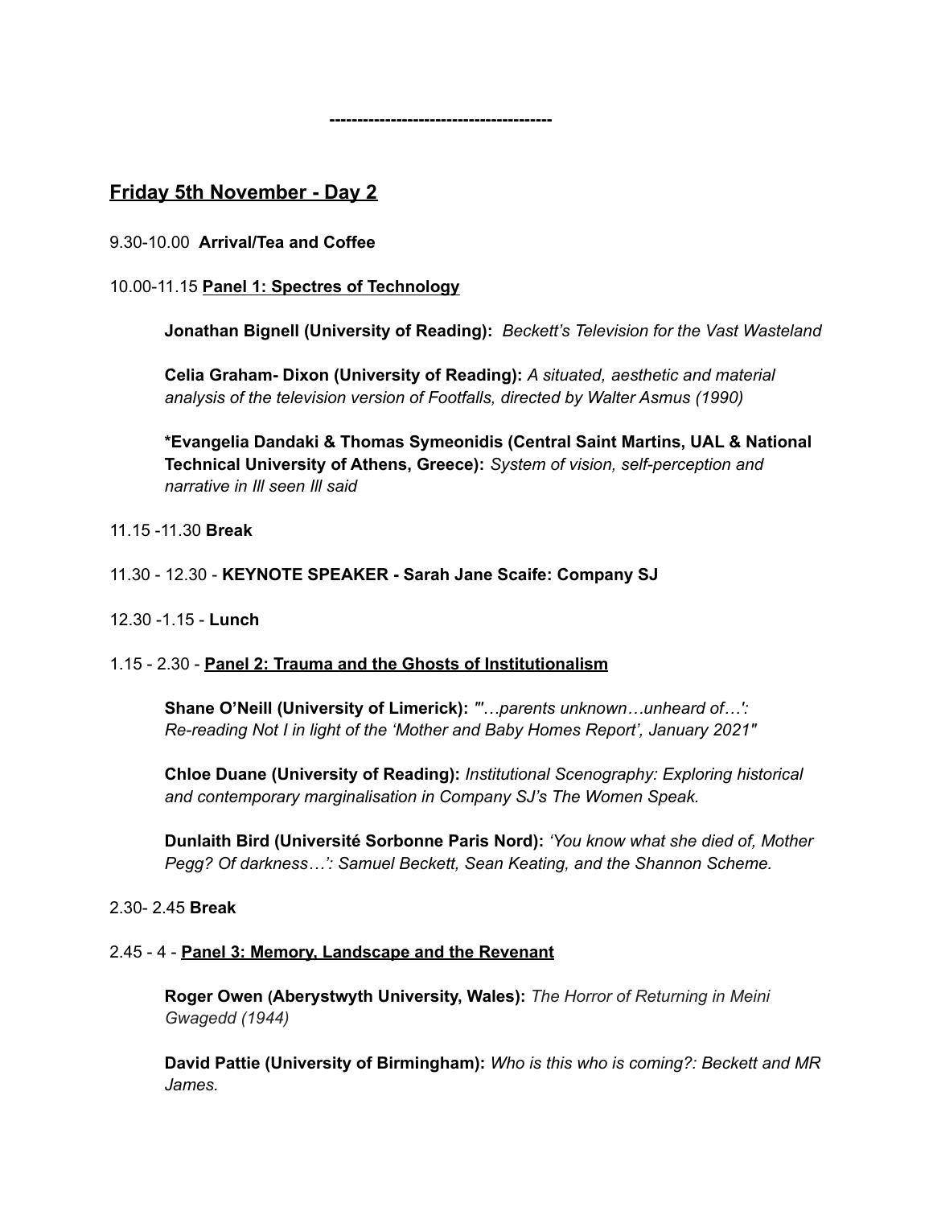---------------------------------------

## Friday 5th November - Day 2

9.30-10.00 **Arrival/Tea and Coffee**

10.00-11.15 **Panel 1: Spectres of Technology**

> **Jonathan Bignell (University of Reading):** *Beckett's Television for the Vast Wasteland*
>
> **Celia Graham- Dixon (University of Reading):** *A situated, aesthetic and material analysis of the television version of Footfalls, directed by Walter Asmus (1990)*
>
> ***Evangelia Dandaki & Thomas Symeonidis (Central Saint Martins, UAL & National Technical University of Athens, Greece):** *System of vision, self-perception and narrative in Ill seen Ill said*

11.15 -11.30 **Break**

11.30 - 12.30 - **KEYNOTE SPEAKER - Sarah Jane Scaife: Company SJ**

12.30 -1.15 - **Lunch**

1.15 - 2.30 - **Panel 2: Trauma and the Ghosts of Institutionalism**

> **Shane O'Neill (University of Limerick):** *"'…parents unknown…unheard of…': Re-reading Not I in light of the 'Mother and Baby Homes Report', January 2021"*
>
> **Chloe Duane (University of Reading):** *Institutional Scenography: Exploring historical and contemporary marginalisation in Company SJ's The Women Speak.*
>
> **Dunlaith Bird (Université Sorbonne Paris Nord):** *'You know what she died of, Mother Pegg? Of darkness…': Samuel Beckett, Sean Keating, and the Shannon Scheme.*

2.30- 2.45 **Break**

2.45 - 4 - **Panel 3: Memory, Landscape and the Revenant**

> **Roger Owen (Aberystwyth University, Wales):** *The Horror of Returning in Meini Gwagedd (1944)*
>
> **David Pattie (University of Birmingham):** *Who is this who is coming?: Beckett and MR James.*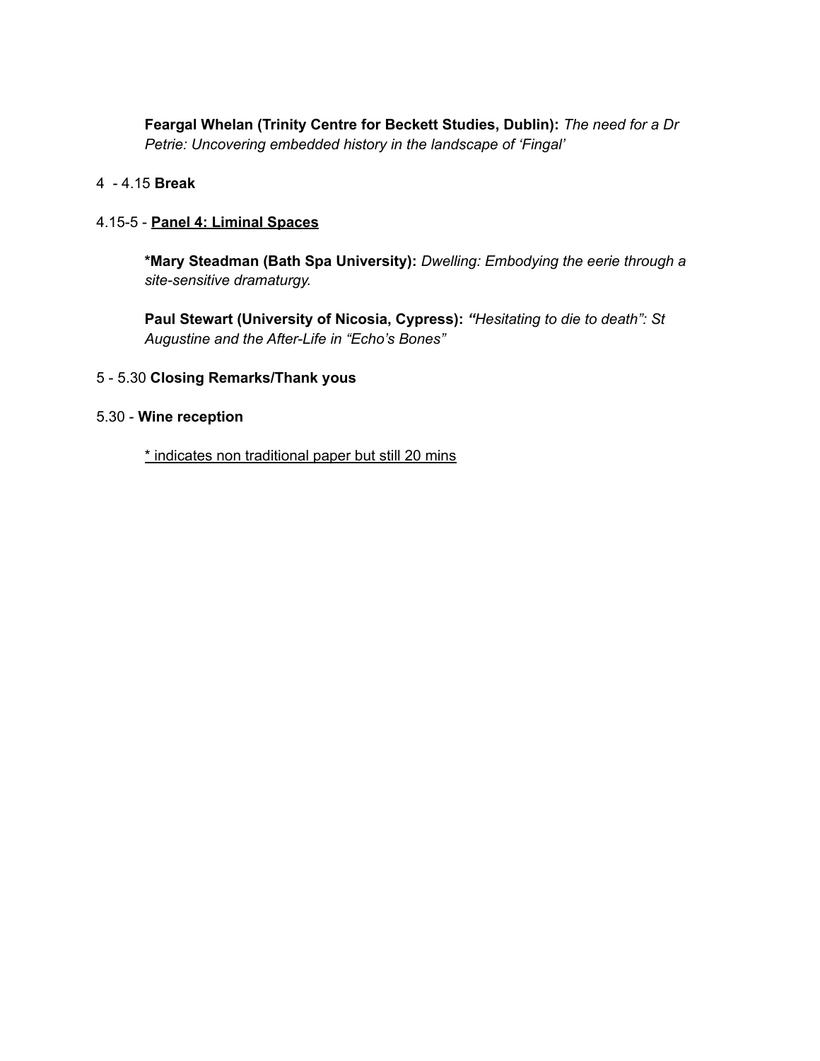**Feargal Whelan (Trinity Centre for Beckett Studies, Dublin):** *The need for a Dr Petrie: Uncovering embedded history in the landscape of 'Fingal'*

4 - 4.15 **Break**

4.15-5 - **<u>Panel 4: Liminal Spaces</u>**

**\*Mary Steadman (Bath Spa University):** *Dwelling: Embodying the eerie through a site-sensitive dramaturgy.*

**Paul Stewart (University of Nicosia, Cypress):** *"Hesitating to die to death": St Augustine and the After-Life in "Echo's Bones"*

5 - 5.30 **Closing Remarks/Thank yous**

5.30 - **Wine reception**

<u>* indicates non traditional paper but still 20 mins</u>